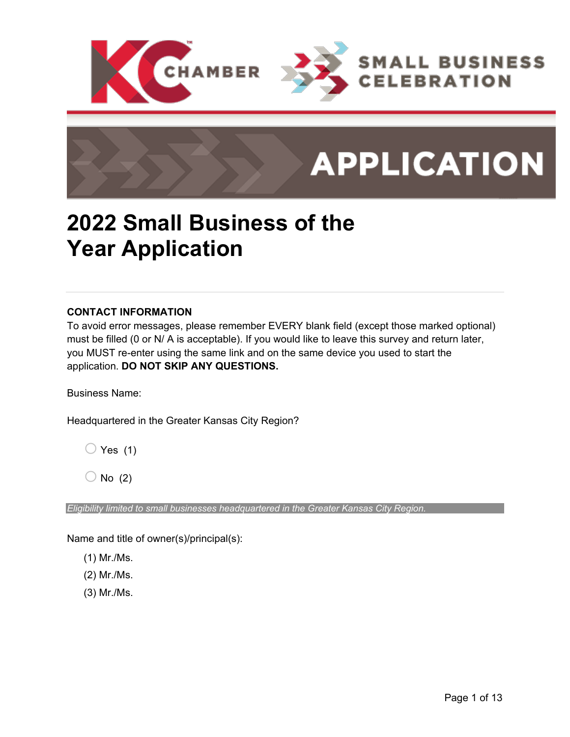KC CHAMBER

SMALL BUSINESS CELEBRATION

APPLICATION

# 2022 Small Business of the Year Application

**CONTACT INFORMATION**

To avoid error messages, please remember EVERY blank field (except those marked optional) must be filled (0 or N/ A is acceptable). If you would like to leave this survey and return later, you MUST re-enter using the same link and on the same device you used to start the application. **DO NOT SKIP ANY QUESTIONS.**

Business Name:

Headquartered in the Greater Kansas City Region?

- ○ Yes (1)
- ○ No (2)

*Eligibility limited to small businesses headquartered in the Greater Kansas City Region.*

Name and title of owner(s)/principal(s):

(1) Mr./Ms.

(2) Mr./Ms.

(3) Mr./Ms.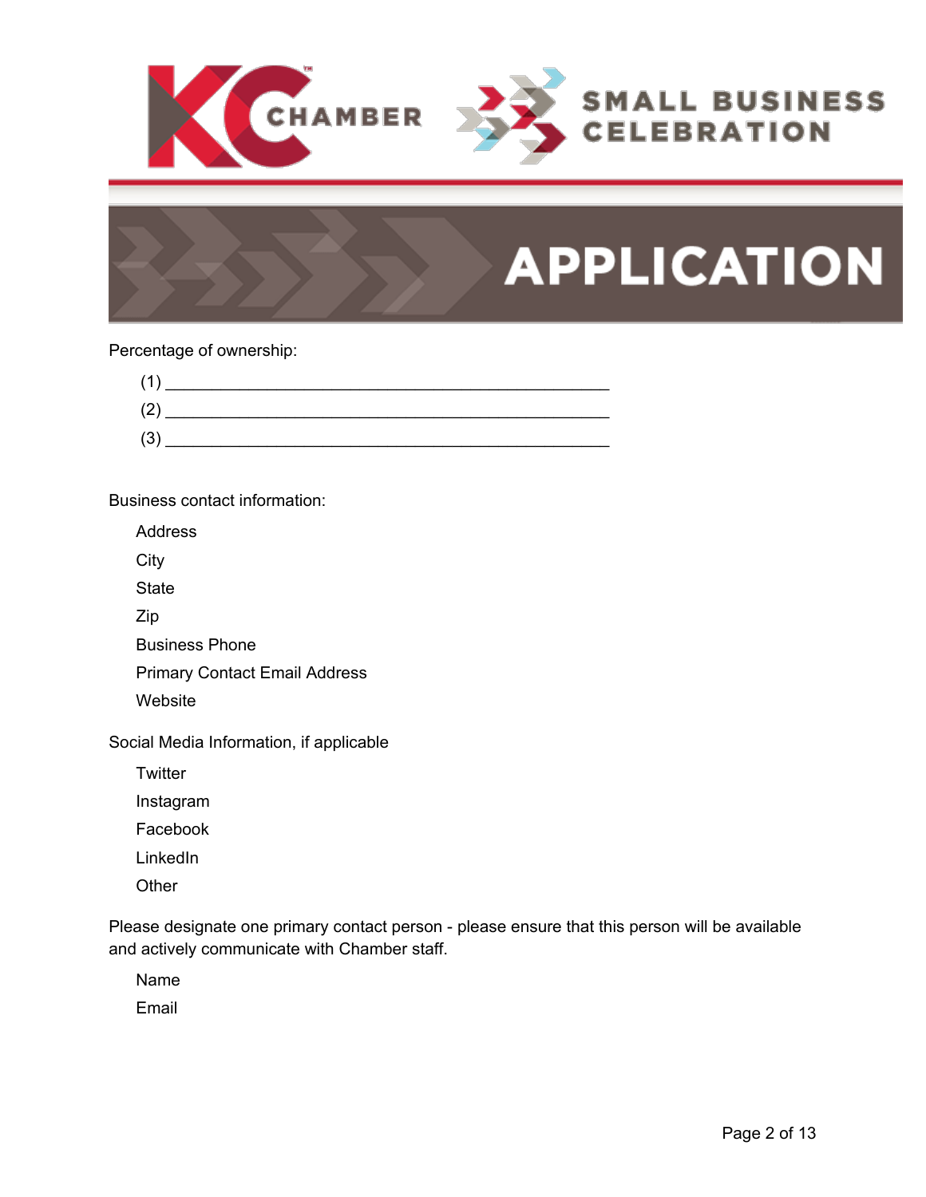# APPLICATION

Percentage of ownership:

(1) ________________________________________________

(2) ________________________________________________

(3) ________________________________________________

Business contact information:

Address

City

State

Zip

Business Phone

Primary Contact Email Address

Website

Social Media Information, if applicable

Twitter

Instagram

Facebook

LinkedIn

Other

Please designate one primary contact person - please ensure that this person will be available and actively communicate with Chamber staff.

Name

Email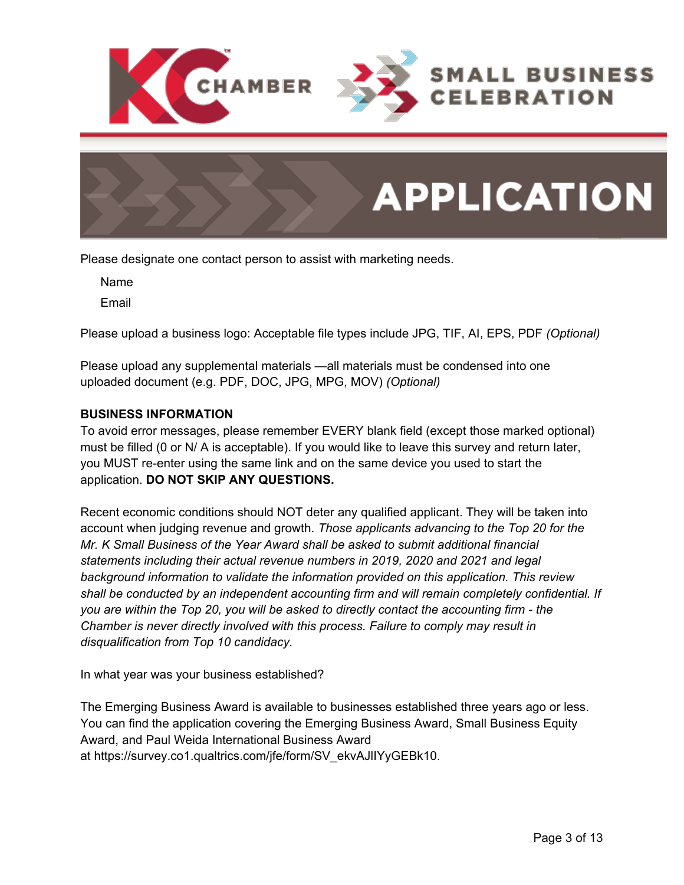# APPLICATION

Please designate one contact person to assist with marketing needs.

Name

Email

Please upload a business logo: Acceptable file types include JPG, TIF, AI, EPS, PDF *(Optional)*

Please upload any supplemental materials —all materials must be condensed into one uploaded document (e.g. PDF, DOC, JPG, MPG, MOV) *(Optional)*

**BUSINESS INFORMATION**

To avoid error messages, please remember EVERY blank field (except those marked optional) must be filled (0 or N/ A is acceptable). If you would like to leave this survey and return later, you MUST re-enter using the same link and on the same device you used to start the application. **DO NOT SKIP ANY QUESTIONS.**

Recent economic conditions should NOT deter any qualified applicant. They will be taken into account when judging revenue and growth. *Those applicants advancing to the Top 20 for the Mr. K Small Business of the Year Award shall be asked to submit additional financial statements including their actual revenue numbers in 2019, 2020 and 2021 and legal background information to validate the information provided on this application. This review shall be conducted by an independent accounting firm and will remain completely confidential. If you are within the Top 20, you will be asked to directly contact the accounting firm - the Chamber is never directly involved with this process. Failure to comply may result in disqualification from Top 10 candidacy.*

In what year was your business established?

The Emerging Business Award is available to businesses established three years ago or less. You can find the application covering the Emerging Business Award, Small Business Equity Award, and Paul Weida International Business Award at https://survey.co1.qualtrics.com/jfe/form/SV_ekvAJlIYyGEBk10.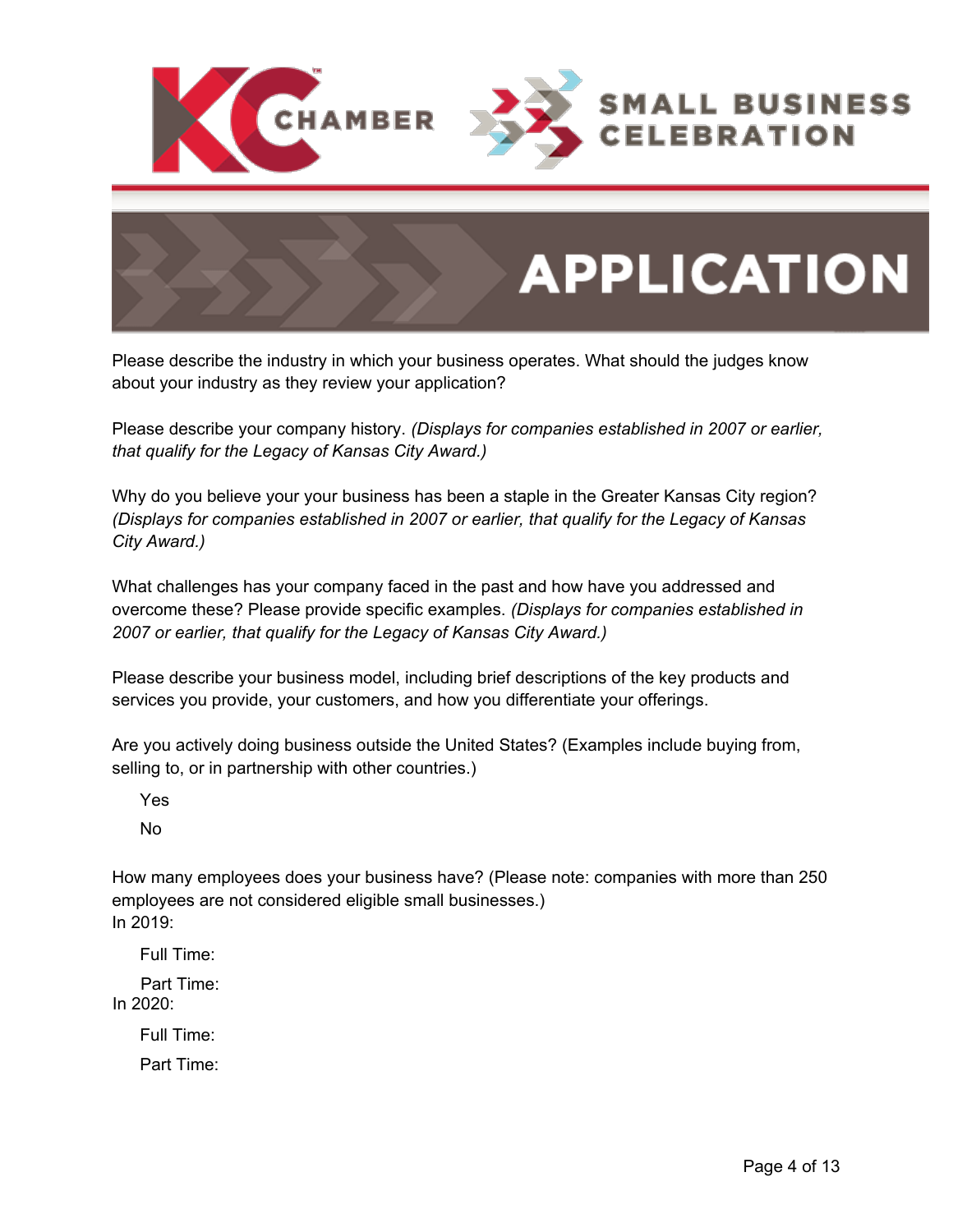# APPLICATION

Please describe the industry in which your business operates. What should the judges know about your industry as they review your application?

Please describe your company history. *(Displays for companies established in 2007 or earlier, that qualify for the Legacy of Kansas City Award.)*

Why do you believe your your business has been a staple in the Greater Kansas City region? *(Displays for companies established in 2007 or earlier, that qualify for the Legacy of Kansas City Award.)*

What challenges has your company faced in the past and how have you addressed and overcome these? Please provide specific examples. *(Displays for companies established in 2007 or earlier, that qualify for the Legacy of Kansas City Award.)*

Please describe your business model, including brief descriptions of the key products and services you provide, your customers, and how you differentiate your offerings.

Are you actively doing business outside the United States? (Examples include buying from, selling to, or in partnership with other countries.)

Yes

No

How many employees does your business have? (Please note: companies with more than 250 employees are not considered eligible small businesses.)

In 2019:

Full Time:

Part Time:

In 2020:

Full Time:

Part Time: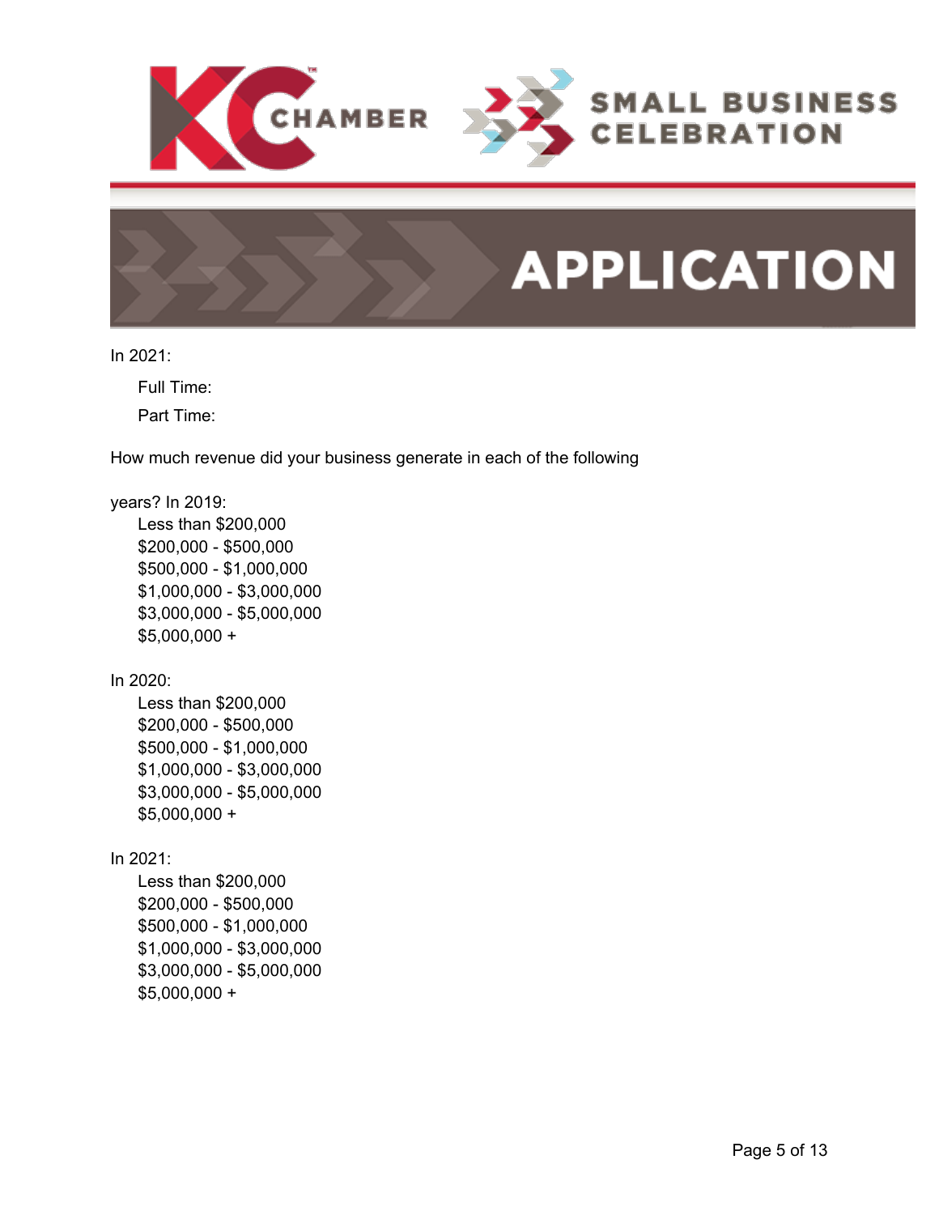# APPLICATION

In 2021:

Full Time:

Part Time:

How much revenue did your business generate in each of the following

years? In 2019:

- Less than $200,000
- $200,000 - $500,000
- $500,000 - $1,000,000
- $1,000,000 - $3,000,000
- $3,000,000 - $5,000,000
- $5,000,000 +

In 2020:

- Less than $200,000
- $200,000 - $500,000
- $500,000 - $1,000,000
- $1,000,000 - $3,000,000
- $3,000,000 - $5,000,000
- $5,000,000 +

In 2021:

- Less than $200,000
- $200,000 - $500,000
- $500,000 - $1,000,000
- $1,000,000 - $3,000,000
- $3,000,000 - $5,000,000
- $5,000,000 +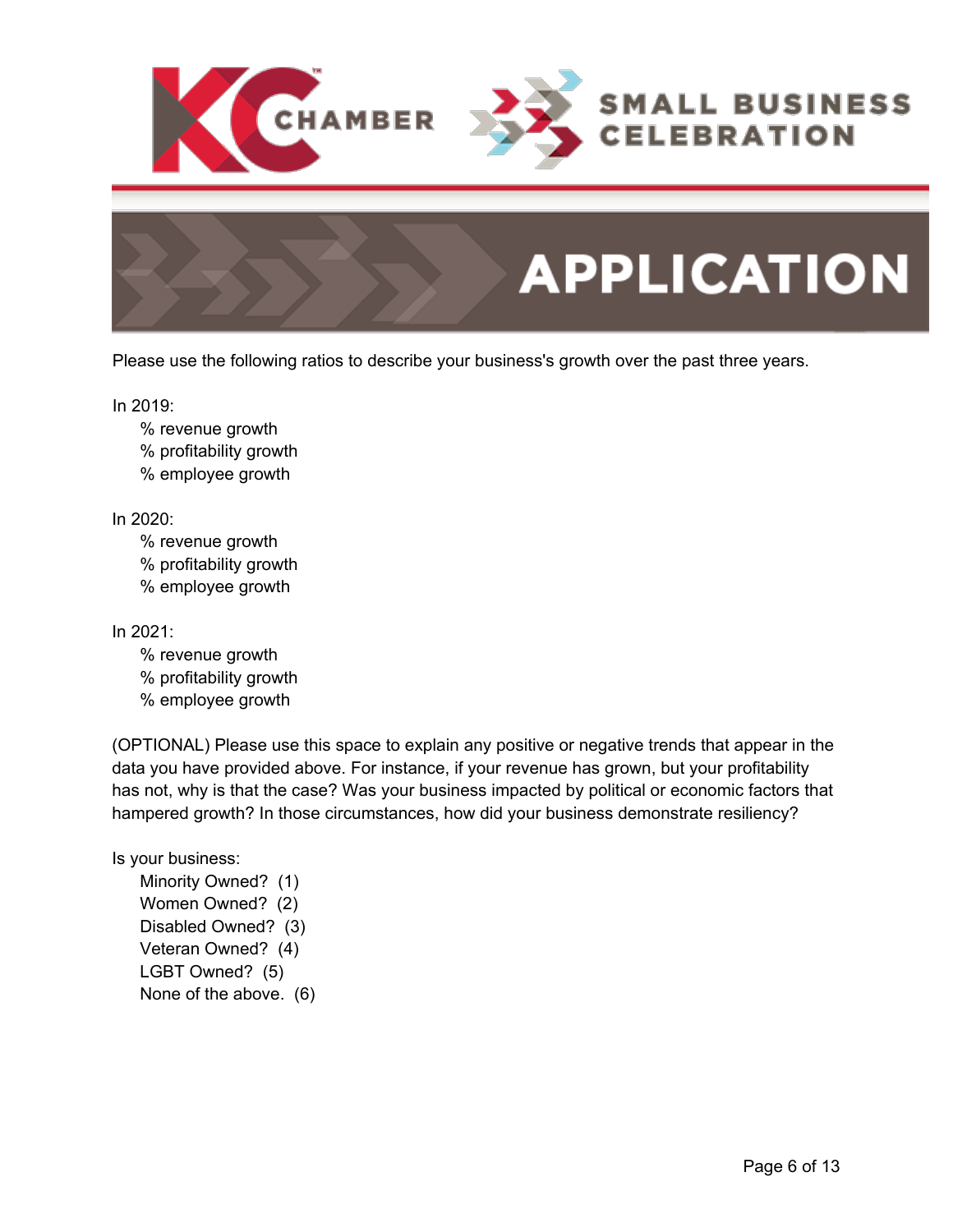# APPLICATION

Please use the following ratios to describe your business's growth over the past three years.

In 2019:

- % revenue growth
- % profitability growth
- % employee growth

In 2020:

- % revenue growth
- % profitability growth
- % employee growth

In 2021:

- % revenue growth
- % profitability growth
- % employee growth

(OPTIONAL) Please use this space to explain any positive or negative trends that appear in the data you have provided above. For instance, if your revenue has grown, but your profitability has not, why is that the case? Was your business impacted by political or economic factors that hampered growth? In those circumstances, how did your business demonstrate resiliency?

Is your business:

- Minority Owned? (1)
- Women Owned? (2)
- Disabled Owned? (3)
- Veteran Owned? (4)
- LGBT Owned? (5)
- None of the above. (6)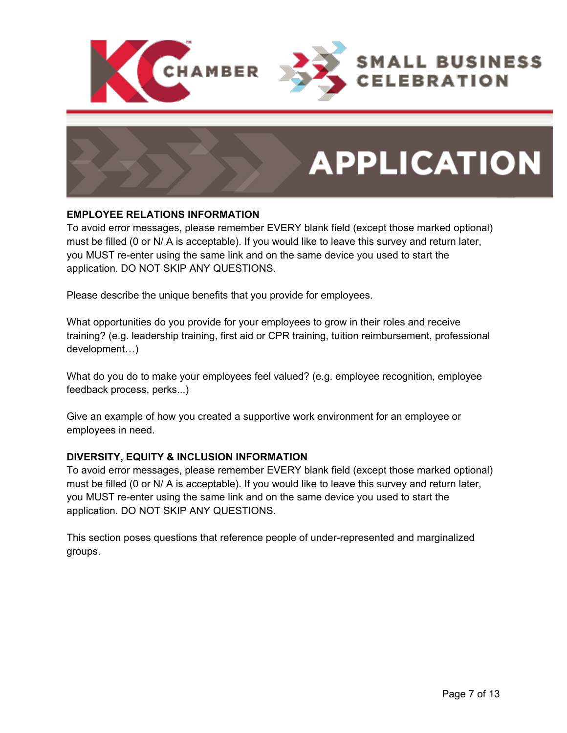KC CHAMBER SMALL BUSINESS CELEBRATION

# APPLICATION

**EMPLOYEE RELATIONS INFORMATION**

To avoid error messages, please remember EVERY blank field (except those marked optional) must be filled (0 or N/ A is acceptable). If you would like to leave this survey and return later, you MUST re-enter using the same link and on the same device you used to start the application. DO NOT SKIP ANY QUESTIONS.

Please describe the unique benefits that you provide for employees.

What opportunities do you provide for your employees to grow in their roles and receive training? (e.g. leadership training, first aid or CPR training, tuition reimbursement, professional development…)

What do you do to make your employees feel valued? (e.g. employee recognition, employee feedback process, perks...)

Give an example of how you created a supportive work environment for an employee or employees in need.

**DIVERSITY, EQUITY & INCLUSION INFORMATION**

To avoid error messages, please remember EVERY blank field (except those marked optional) must be filled (0 or N/ A is acceptable). If you would like to leave this survey and return later, you MUST re-enter using the same link and on the same device you used to start the application. DO NOT SKIP ANY QUESTIONS.

This section poses questions that reference people of under-represented and marginalized groups.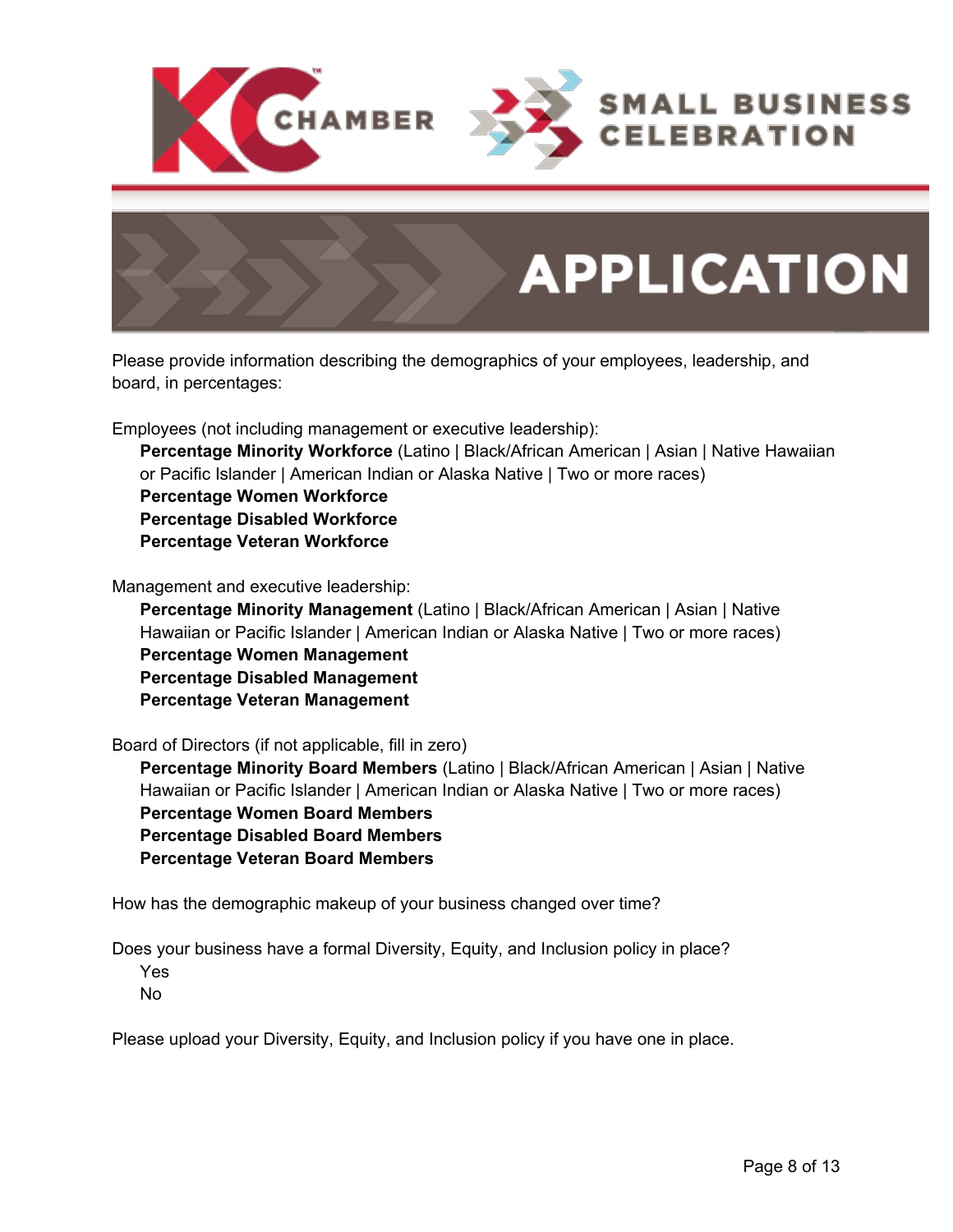# KC CHAMBER — SMALL BUSINESS CELEBRATION

# APPLICATION

Please provide information describing the demographics of your employees, leadership, and board, in percentages:

Employees (not including management or executive leadership):

- **Percentage Minority Workforce** (Latino | Black/African American | Asian | Native Hawaiian or Pacific Islander | American Indian or Alaska Native | Two or more races)
- **Percentage Women Workforce**
- **Percentage Disabled Workforce**
- **Percentage Veteran Workforce**

Management and executive leadership:

- **Percentage Minority Management** (Latino | Black/African American | Asian | Native Hawaiian or Pacific Islander | American Indian or Alaska Native | Two or more races)
- **Percentage Women Management**
- **Percentage Disabled Management**
- **Percentage Veteran Management**

Board of Directors (if not applicable, fill in zero)

- **Percentage Minority Board Members** (Latino | Black/African American | Asian | Native Hawaiian or Pacific Islander | American Indian or Alaska Native | Two or more races)
- **Percentage Women Board Members**
- **Percentage Disabled Board Members**
- **Percentage Veteran Board Members**

How has the demographic makeup of your business changed over time?

Does your business have a formal Diversity, Equity, and Inclusion policy in place?

- Yes
- No

Please upload your Diversity, Equity, and Inclusion policy if you have one in place.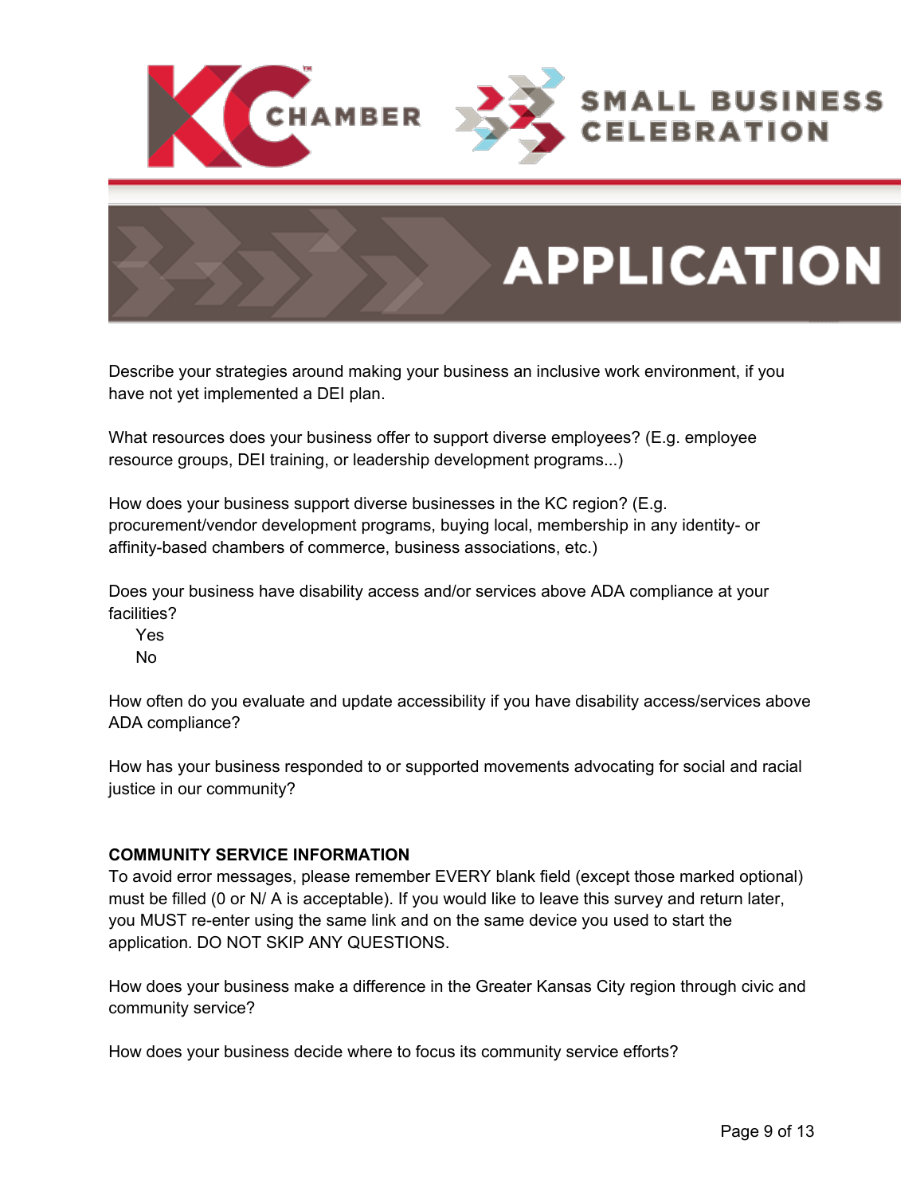Describe your strategies around making your business an inclusive work environment, if you have not yet implemented a DEI plan.

What resources does your business offer to support diverse employees? (E.g. employee resource groups, DEI training, or leadership development programs...)

How does your business support diverse businesses in the KC region? (E.g. procurement/vendor development programs, buying local, membership in any identity- or affinity-based chambers of commerce, business associations, etc.)

Does your business have disability access and/or services above ADA compliance at your facilities?

- Yes
- No

How often do you evaluate and update accessibility if you have disability access/services above ADA compliance?

How has your business responded to or supported movements advocating for social and racial justice in our community?

**COMMUNITY SERVICE INFORMATION**

To avoid error messages, please remember EVERY blank field (except those marked optional) must be filled (0 or N/ A is acceptable). If you would like to leave this survey and return later, you MUST re-enter using the same link and on the same device you used to start the application. DO NOT SKIP ANY QUESTIONS.

How does your business make a difference in the Greater Kansas City region through civic and community service?

How does your business decide where to focus its community service efforts?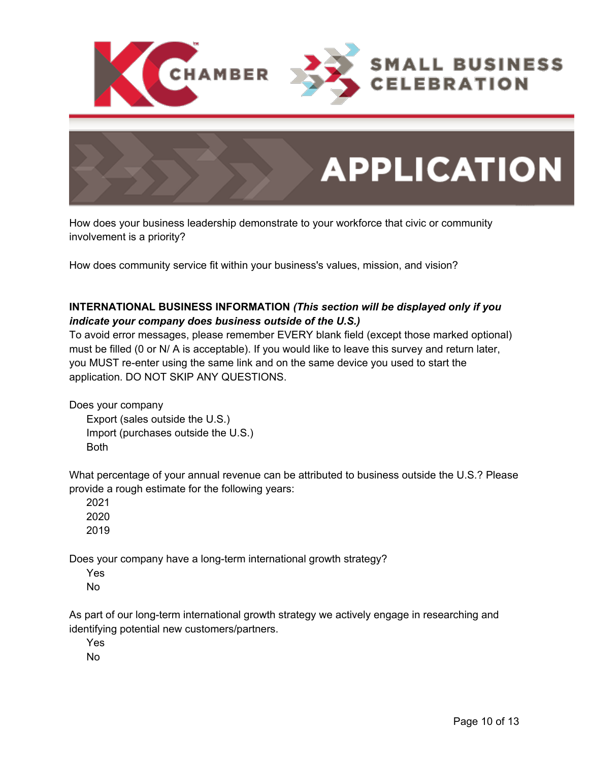How does your business leadership demonstrate to your workforce that civic or community involvement is a priority?

How does community service fit within your business's values, mission, and vision?

**INTERNATIONAL BUSINESS INFORMATION** ***(This section will be displayed only if you indicate your company does business outside of the U.S.)***

To avoid error messages, please remember EVERY blank field (except those marked optional) must be filled (0 or N/ A is acceptable). If you would like to leave this survey and return later, you MUST re-enter using the same link and on the same device you used to start the application. DO NOT SKIP ANY QUESTIONS.

Does your company

- Export (sales outside the U.S.)
- Import (purchases outside the U.S.)
- Both

What percentage of your annual revenue can be attributed to business outside the U.S.? Please provide a rough estimate for the following years:

- 2021
- 2020
- 2019

Does your company have a long-term international growth strategy?

- Yes
- No

As part of our long-term international growth strategy we actively engage in researching and identifying potential new customers/partners.

- Yes
- No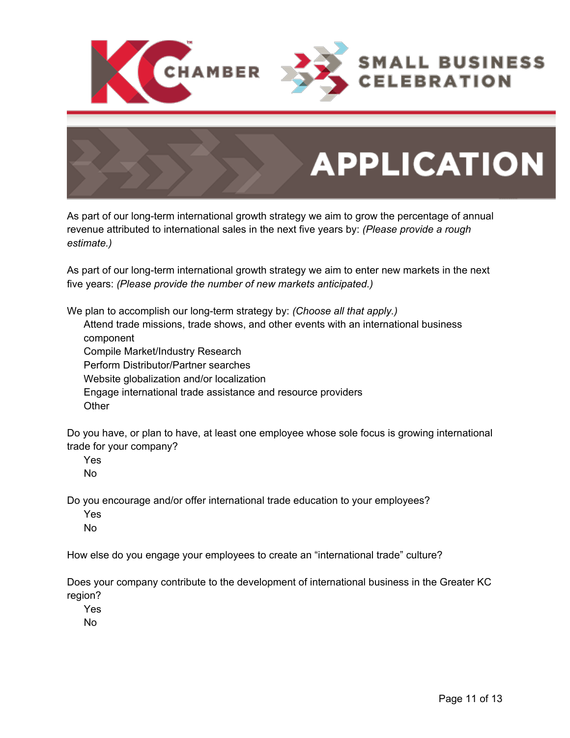KC CHAMBER

SMALL BUSINESS CELEBRATION

# APPLICATION

As part of our long-term international growth strategy we aim to grow the percentage of annual revenue attributed to international sales in the next five years by: *(Please provide a rough estimate.)*

As part of our long-term international growth strategy we aim to enter new markets in the next five years: *(Please provide the number of new markets anticipated.)*

We plan to accomplish our long-term strategy by: *(Choose all that apply.)*

- Attend trade missions, trade shows, and other events with an international business component
- Compile Market/Industry Research
- Perform Distributor/Partner searches
- Website globalization and/or localization
- Engage international trade assistance and resource providers
- Other

Do you have, or plan to have, at least one employee whose sole focus is growing international trade for your company?

- Yes
- No

Do you encourage and/or offer international trade education to your employees?

- Yes
- No

How else do you engage your employees to create an “international trade” culture?

Does your company contribute to the development of international business in the Greater KC region?

- Yes
- No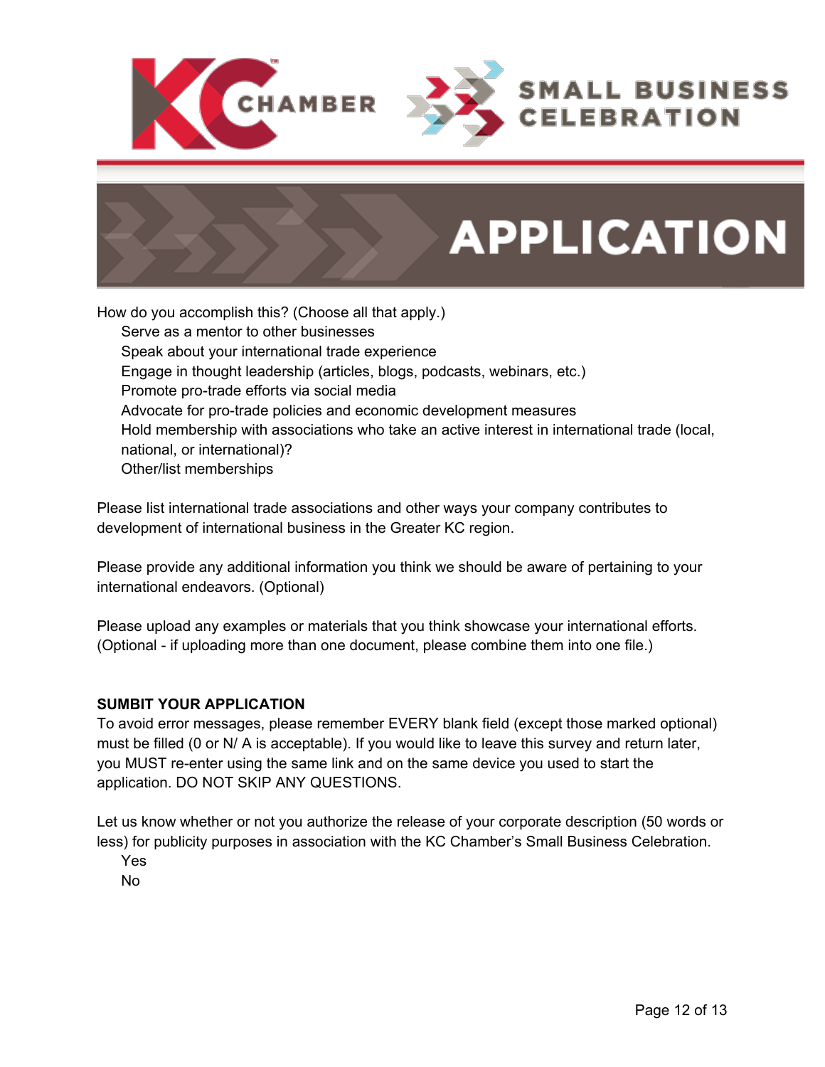How do you accomplish this? (Choose all that apply.)

- Serve as a mentor to other businesses
- Speak about your international trade experience
- Engage in thought leadership (articles, blogs, podcasts, webinars, etc.)
- Promote pro-trade efforts via social media
- Advocate for pro-trade policies and economic development measures
- Hold membership with associations who take an active interest in international trade (local, national, or international)?
- Other/list memberships

Please list international trade associations and other ways your company contributes to development of international business in the Greater KC region.

Please provide any additional information you think we should be aware of pertaining to your international endeavors. (Optional)

Please upload any examples or materials that you think showcase your international efforts. (Optional - if uploading more than one document, please combine them into one file.)

**SUMBIT YOUR APPLICATION**

To avoid error messages, please remember EVERY blank field (except those marked optional) must be filled (0 or N/ A is acceptable). If you would like to leave this survey and return later, you MUST re-enter using the same link and on the same device you used to start the application. DO NOT SKIP ANY QUESTIONS.

Let us know whether or not you authorize the release of your corporate description (50 words or less) for publicity purposes in association with the KC Chamber's Small Business Celebration.

- Yes
- No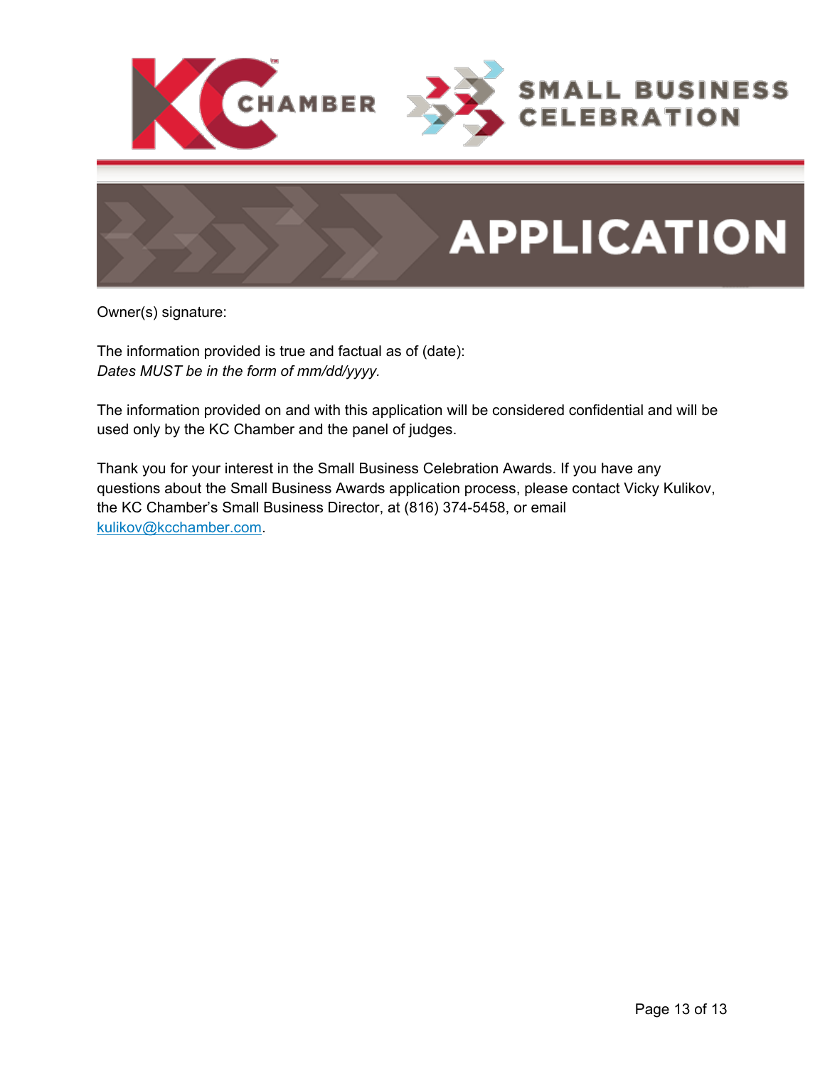# APPLICATION

Owner(s) signature:

The information provided is true and factual as of (date):
*Dates MUST be in the form of mm/dd/yyyy.*

The information provided on and with this application will be considered confidential and will be used only by the KC Chamber and the panel of judges.

Thank you for your interest in the Small Business Celebration Awards. If you have any questions about the Small Business Awards application process, please contact Vicky Kulikov, the KC Chamber's Small Business Director, at (816) 374-5458, or email kulikov@kcchamber.com.